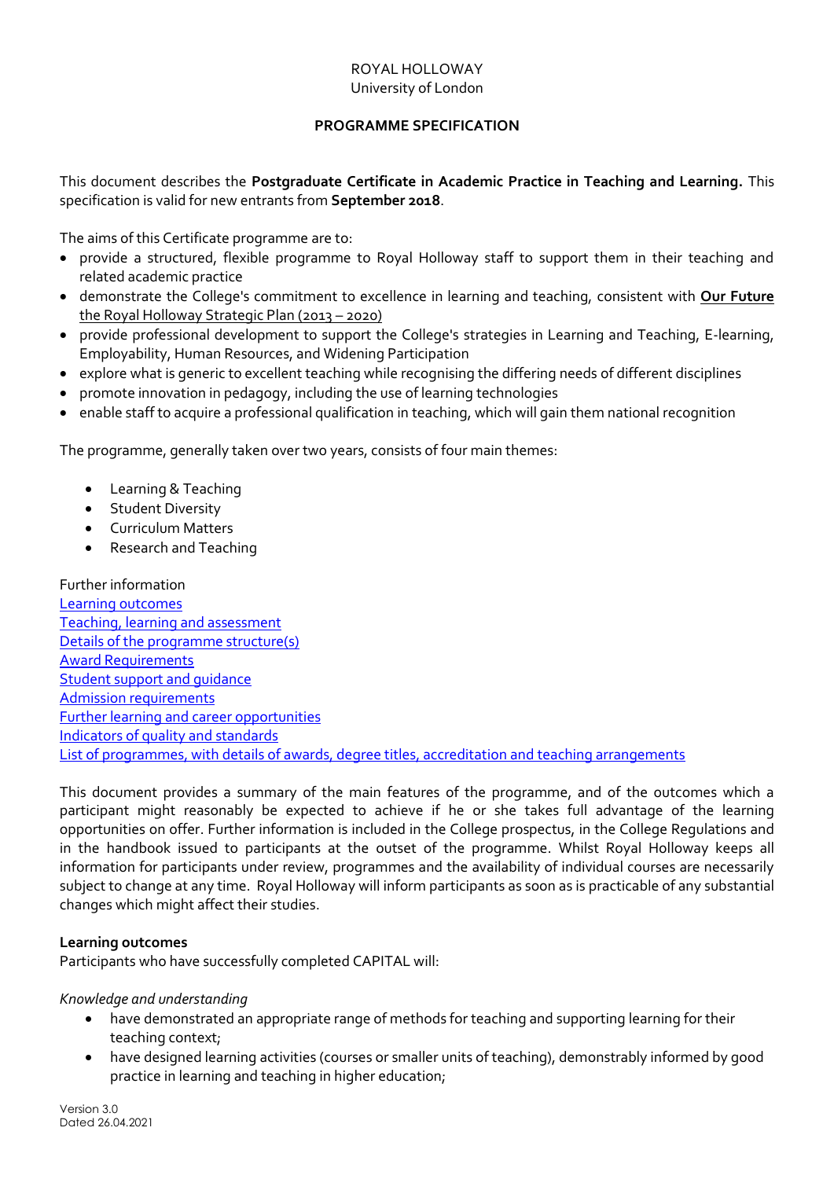ROYAL HOLLOWAY
University of London

**PROGRAMME SPECIFICATION**

This document describes the **Postgraduate Certificate in Academic Practice in Teaching and Learning.** This specification is valid for new entrants from **September 2018**.

The aims of this Certificate programme are to:

- provide a structured, flexible programme to Royal Holloway staff to support them in their teaching and related academic practice
- demonstrate the College's commitment to excellence in learning and teaching, consistent with **Our Future** the Royal Holloway Strategic Plan (2013 – 2020)
- provide professional development to support the College's strategies in Learning and Teaching, E-learning, Employability, Human Resources, and Widening Participation
- explore what is generic to excellent teaching while recognising the differing needs of different disciplines
- promote innovation in pedagogy, including the use of learning technologies
- enable staff to acquire a professional qualification in teaching, which will gain them national recognition

The programme, generally taken over two years, consists of four main themes:

- Learning & Teaching
- Student Diversity
- Curriculum Matters
- Research and Teaching

Further information
Learning outcomes
Teaching, learning and assessment
Details of the programme structure(s)
Award Requirements
Student support and guidance
Admission requirements
Further learning and career opportunities
Indicators of quality and standards
List of programmes, with details of awards, degree titles, accreditation and teaching arrangements

This document provides a summary of the main features of the programme, and of the outcomes which a participant might reasonably be expected to achieve if he or she takes full advantage of the learning opportunities on offer. Further information is included in the College prospectus, in the College Regulations and in the handbook issued to participants at the outset of the programme. Whilst Royal Holloway keeps all information for participants under review, programmes and the availability of individual courses are necessarily subject to change at any time. Royal Holloway will inform participants as soon as is practicable of any substantial changes which might affect their studies.

**Learning outcomes**
Participants who have successfully completed CAPITAL will:

*Knowledge and understanding*

- have demonstrated an appropriate range of methods for teaching and supporting learning for their teaching context;
- have designed learning activities (courses or smaller units of teaching), demonstrably informed by good practice in learning and teaching in higher education;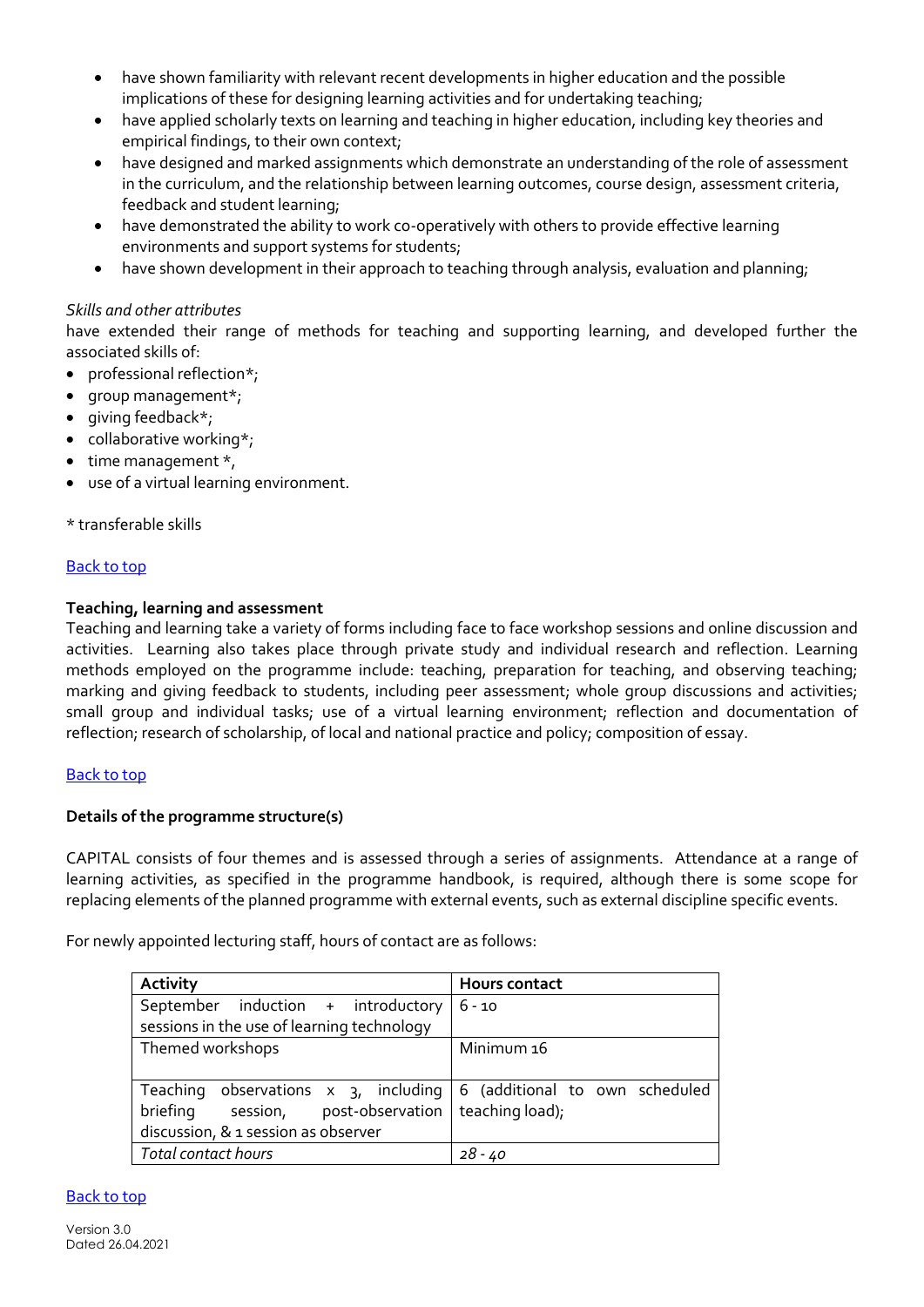- have shown familiarity with relevant recent developments in higher education and the possible implications of these for designing learning activities and for undertaking teaching;
- have applied scholarly texts on learning and teaching in higher education, including key theories and empirical findings, to their own context;
- have designed and marked assignments which demonstrate an understanding of the role of assessment in the curriculum, and the relationship between learning outcomes, course design, assessment criteria, feedback and student learning;
- have demonstrated the ability to work co-operatively with others to provide effective learning environments and support systems for students;
- have shown development in their approach to teaching through analysis, evaluation and planning;

*Skills and other attributes*
have extended their range of methods for teaching and supporting learning, and developed further the associated skills of:

- professional reflection*;
- group management*;
- giving feedback*;
- collaborative working*;
- time management *,
- use of a virtual learning environment.

* transferable skills

Back to top

**Teaching, learning and assessment**
Teaching and learning take a variety of forms including face to face workshop sessions and online discussion and activities. Learning also takes place through private study and individual research and reflection. Learning methods employed on the programme include: teaching, preparation for teaching, and observing teaching; marking and giving feedback to students, including peer assessment; whole group discussions and activities; small group and individual tasks; use of a virtual learning environment; reflection and documentation of reflection; research of scholarship, of local and national practice and policy; composition of essay.

Back to top

**Details of the programme structure(s)**

CAPITAL consists of four themes and is assessed through a series of assignments. Attendance at a range of learning activities, as specified in the programme handbook, is required, although there is some scope for replacing elements of the planned programme with external events, such as external discipline specific events.

For newly appointed lecturing staff, hours of contact are as follows:

| Activity | Hours contact |
|---|---|
| September induction + introductory sessions in the use of learning technology | 6 - 10 |
| Themed workshops | Minimum 16 |
| Teaching observations x 3, including briefing session, post-observation discussion, & 1 session as observer | 6 (additional to own scheduled teaching load); |
| *Total contact hours* | *28 - 40* |

Back to top

Version 3.0
Dated 26.04.2021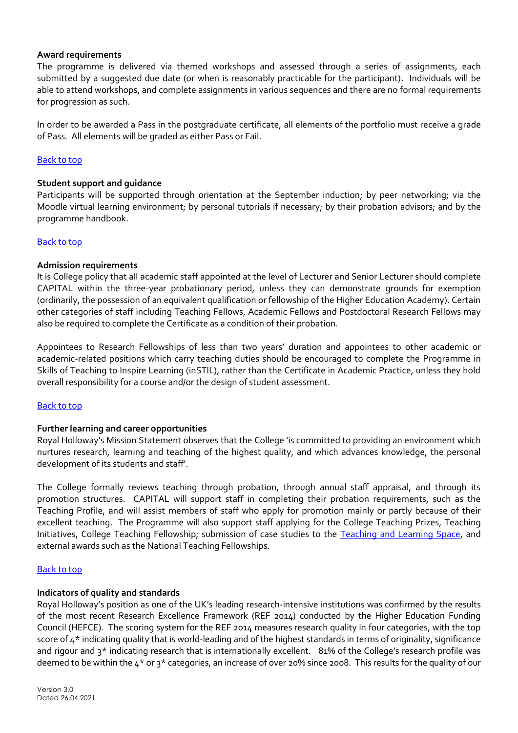**Award requirements**

The programme is delivered via themed workshops and assessed through a series of assignments, each submitted by a suggested due date (or when is reasonably practicable for the participant). Individuals will be able to attend workshops, and complete assignments in various sequences and there are no formal requirements for progression as such.

In order to be awarded a Pass in the postgraduate certificate, all elements of the portfolio must receive a grade of Pass. All elements will be graded as either Pass or Fail.

[Back to top]

**Student support and guidance**

Participants will be supported through orientation at the September induction; by peer networking; via the Moodle virtual learning environment; by personal tutorials if necessary; by their probation advisors; and by the programme handbook.

[Back to top]

**Admission requirements**

It is College policy that all academic staff appointed at the level of Lecturer and Senior Lecturer should complete CAPITAL within the three-year probationary period, unless they can demonstrate grounds for exemption (ordinarily, the possession of an equivalent qualification or fellowship of the Higher Education Academy). Certain other categories of staff including Teaching Fellows, Academic Fellows and Postdoctoral Research Fellows may also be required to complete the Certificate as a condition of their probation.

Appointees to Research Fellowships of less than two years' duration and appointees to other academic or academic-related positions which carry teaching duties should be encouraged to complete the Programme in Skills of Teaching to Inspire Learning (inSTIL), rather than the Certificate in Academic Practice, unless they hold overall responsibility for a course and/or the design of student assessment.

[Back to top]

**Further learning and career opportunities**

Royal Holloway's Mission Statement observes that the College 'is committed to providing an environment which nurtures research, learning and teaching of the highest quality, and which advances knowledge, the personal development of its students and staff'.

The College formally reviews teaching through probation, through annual staff appraisal, and through its promotion structures. CAPITAL will support staff in completing their probation requirements, such as the Teaching Profile, and will assist members of staff who apply for promotion mainly or partly because of their excellent teaching. The Programme will also support staff applying for the College Teaching Prizes, Teaching Initiatives, College Teaching Fellowship; submission of case studies to the Teaching and Learning Space, and external awards such as the National Teaching Fellowships.

[Back to top]

**Indicators of quality and standards**

Royal Holloway's position as one of the UK's leading research-intensive institutions was confirmed by the results of the most recent Research Excellence Framework (REF 2014) conducted by the Higher Education Funding Council (HEFCE). The scoring system for the REF 2014 measures research quality in four categories, with the top score of 4* indicating quality that is world-leading and of the highest standards in terms of originality, significance and rigour and 3* indicating research that is internationally excellent. 81% of the College's research profile was deemed to be within the 4* or 3* categories, an increase of over 20% since 2008. This results for the quality of our

Version 3.0
Dated 26.04.2021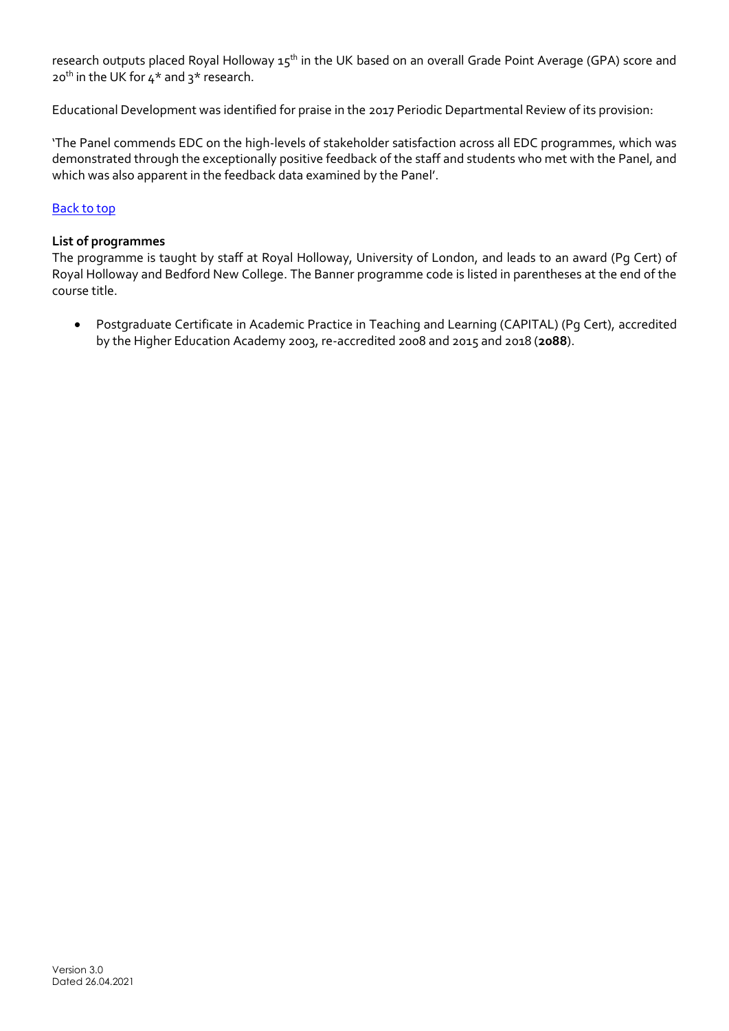research outputs placed Royal Holloway 15th in the UK based on an overall Grade Point Average (GPA) score and 20th in the UK for 4* and 3* research.

Educational Development was identified for praise in the 2017 Periodic Departmental Review of its provision:

'The Panel commends EDC on the high-levels of stakeholder satisfaction across all EDC programmes, which was demonstrated through the exceptionally positive feedback of the staff and students who met with the Panel, and which was also apparent in the feedback data examined by the Panel'.

Back to top

**List of programmes**

The programme is taught by staff at Royal Holloway, University of London, and leads to an award (Pg Cert) of Royal Holloway and Bedford New College. The Banner programme code is listed in parentheses at the end of the course title.

- Postgraduate Certificate in Academic Practice in Teaching and Learning (CAPITAL) (Pg Cert), accredited by the Higher Education Academy 2003, re-accredited 2008 and 2015 and 2018 (**2088**).

Version 3.0
Dated 26.04.2021